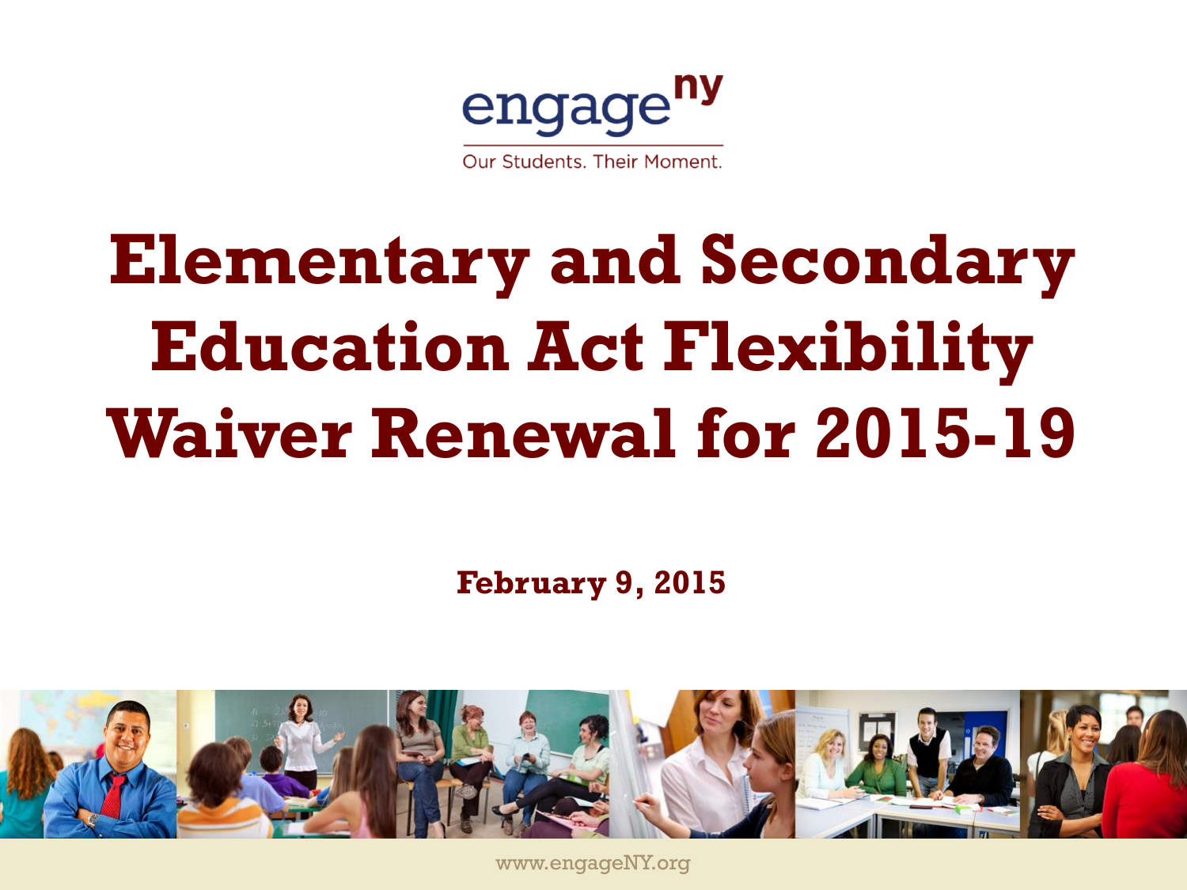engage^ny

Our Students. Their Moment.

# Elementary and Secondary Education Act Flexibility Waiver Renewal for 2015-19

**February 9, 2015**

www.engageNY.org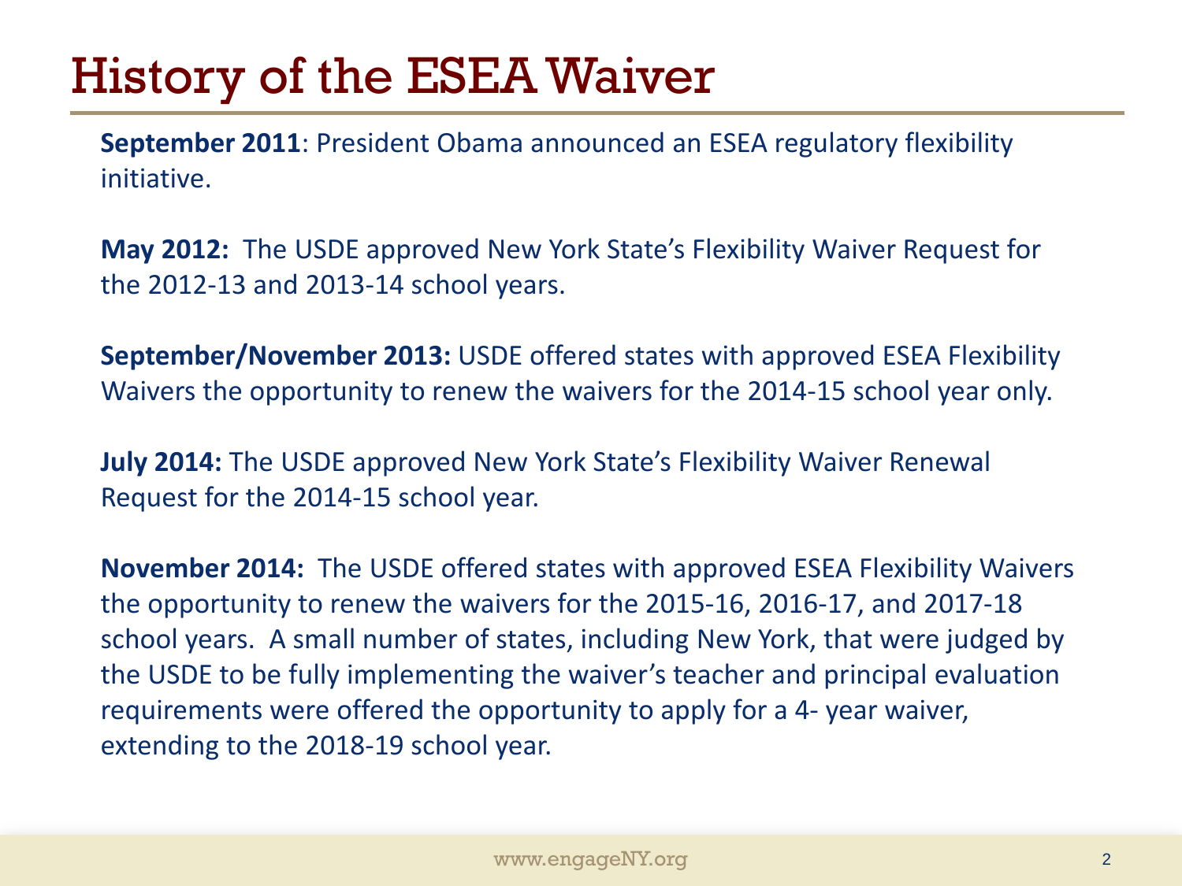# History of the ESEA Waiver

**September 2011**: President Obama announced an ESEA regulatory flexibility initiative.

**May 2012:** The USDE approved New York State's Flexibility Waiver Request for the 2012-13 and 2013-14 school years.

**September/November 2013:** USDE offered states with approved ESEA Flexibility Waivers the opportunity to renew the waivers for the 2014-15 school year only.

**July 2014:** The USDE approved New York State's Flexibility Waiver Renewal Request for the 2014-15 school year.

**November 2014:** The USDE offered states with approved ESEA Flexibility Waivers the opportunity to renew the waivers for the 2015-16, 2016-17, and 2017-18 school years. A small number of states, including New York, that were judged by the USDE to be fully implementing the waiver's teacher and principal evaluation requirements were offered the opportunity to apply for a 4- year waiver, extending to the 2018-19 school year.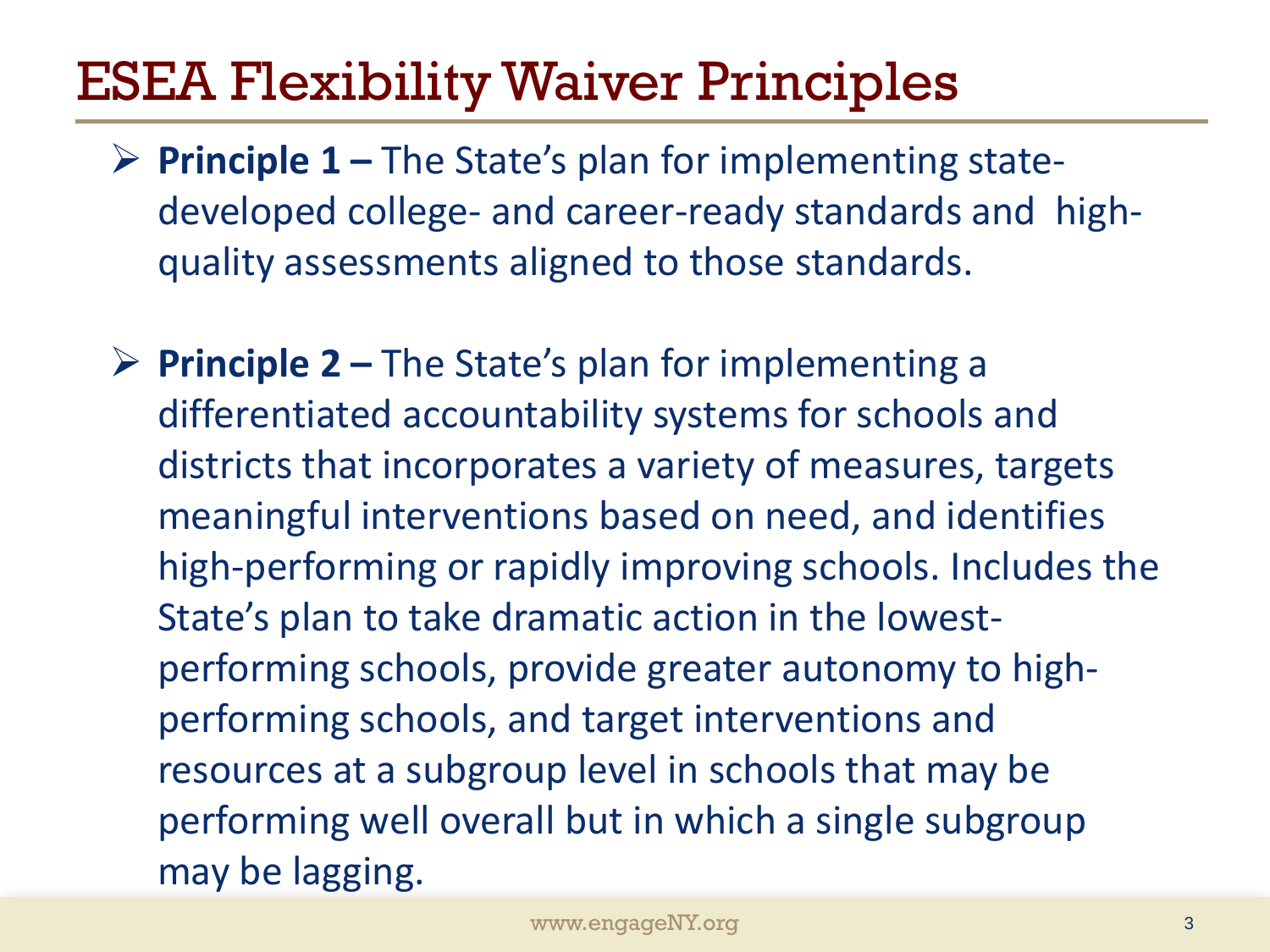# ESEA Flexibility Waiver Principles

- **Principle 1 –** The State's plan for implementing state-developed college- and career-ready standards and high-quality assessments aligned to those standards.

- **Principle 2 –** The State's plan for implementing a differentiated accountability systems for schools and districts that incorporates a variety of measures, targets meaningful interventions based on need, and identifies high-performing or rapidly improving schools. Includes the State's plan to take dramatic action in the lowest-performing schools, provide greater autonomy to high-performing schools, and target interventions and resources at a subgroup level in schools that may be performing well overall but in which a single subgroup may be lagging.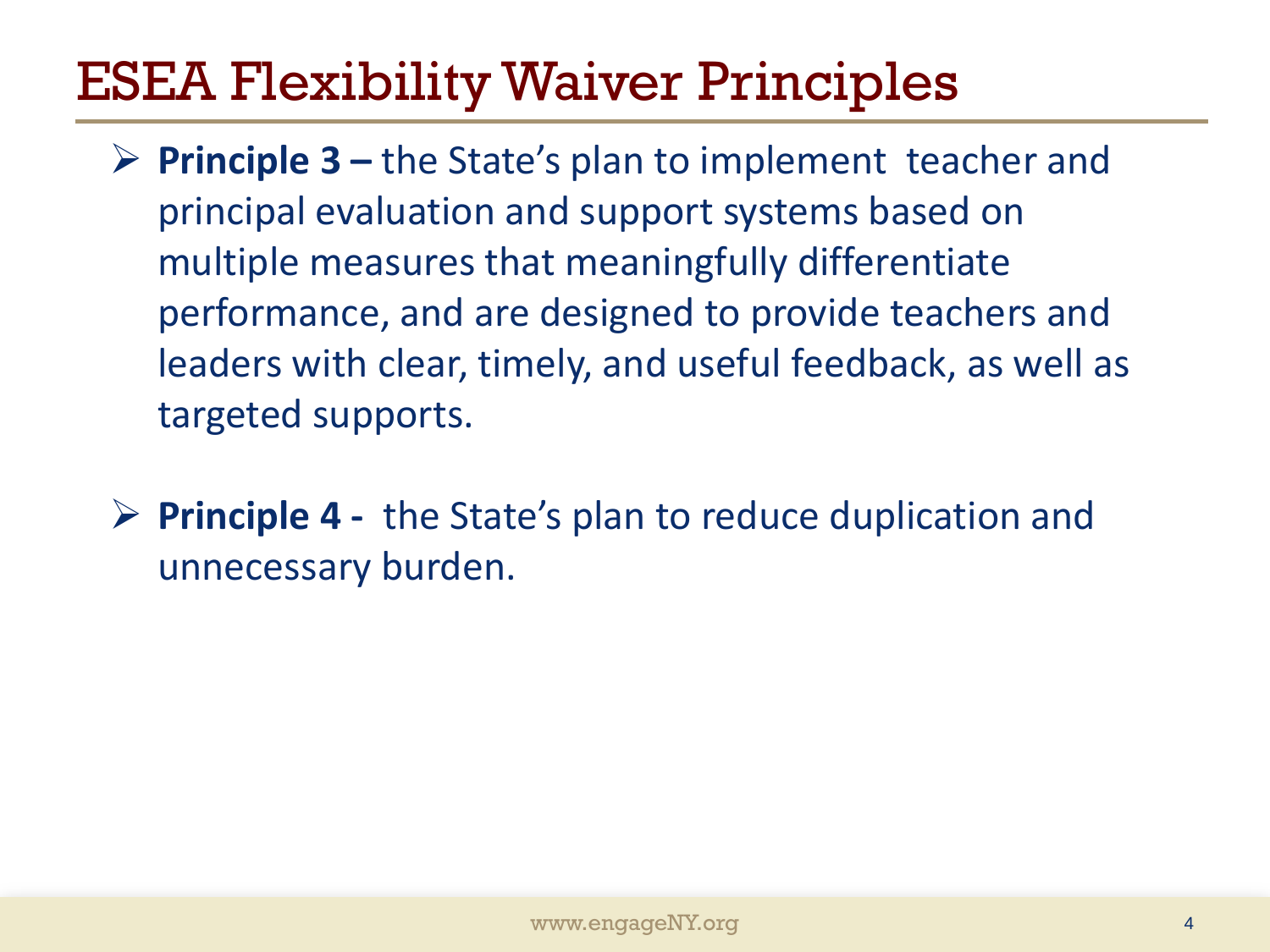# ESEA Flexibility Waiver Principles

- **Principle 3 –** the State's plan to implement teacher and principal evaluation and support systems based on multiple measures that meaningfully differentiate performance, and are designed to provide teachers and leaders with clear, timely, and useful feedback, as well as targeted supports.

- **Principle 4 -** the State's plan to reduce duplication and unnecessary burden.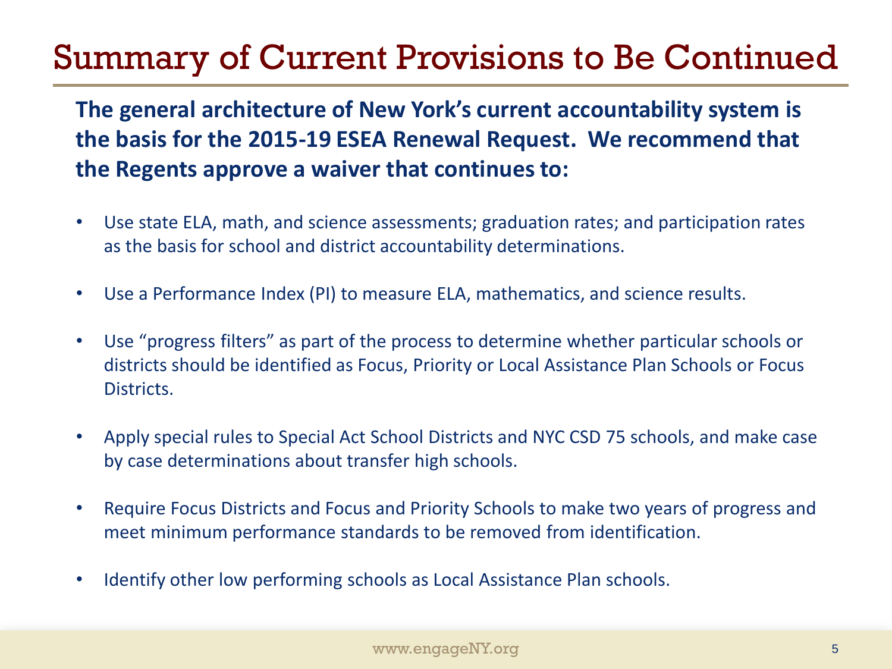# Summary of Current Provisions to Be Continued

**The general architecture of New York's current accountability system is the basis for the 2015-19 ESEA Renewal Request. We recommend that the Regents approve a waiver that continues to:**

- Use state ELA, math, and science assessments; graduation rates; and participation rates as the basis for school and district accountability determinations.
- Use a Performance Index (PI) to measure ELA, mathematics, and science results.
- Use "progress filters" as part of the process to determine whether particular schools or districts should be identified as Focus, Priority or Local Assistance Plan Schools or Focus Districts.
- Apply special rules to Special Act School Districts and NYC CSD 75 schools, and make case by case determinations about transfer high schools.
- Require Focus Districts and Focus and Priority Schools to make two years of progress and meet minimum performance standards to be removed from identification.
- Identify other low performing schools as Local Assistance Plan schools.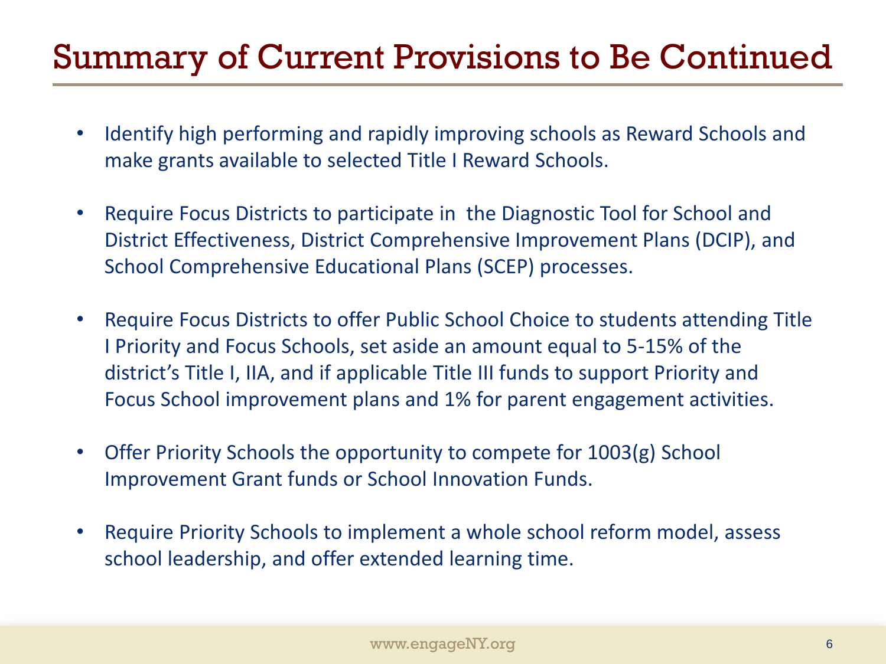# Summary of Current Provisions to Be Continued

- Identify high performing and rapidly improving schools as Reward Schools and make grants available to selected Title I Reward Schools.
- Require Focus Districts to participate in the Diagnostic Tool for School and District Effectiveness, District Comprehensive Improvement Plans (DCIP), and School Comprehensive Educational Plans (SCEP) processes.
- Require Focus Districts to offer Public School Choice to students attending Title I Priority and Focus Schools, set aside an amount equal to 5-15% of the district's Title I, IIA, and if applicable Title III funds to support Priority and Focus School improvement plans and 1% for parent engagement activities.
- Offer Priority Schools the opportunity to compete for 1003(g) School Improvement Grant funds or School Innovation Funds.
- Require Priority Schools to implement a whole school reform model, assess school leadership, and offer extended learning time.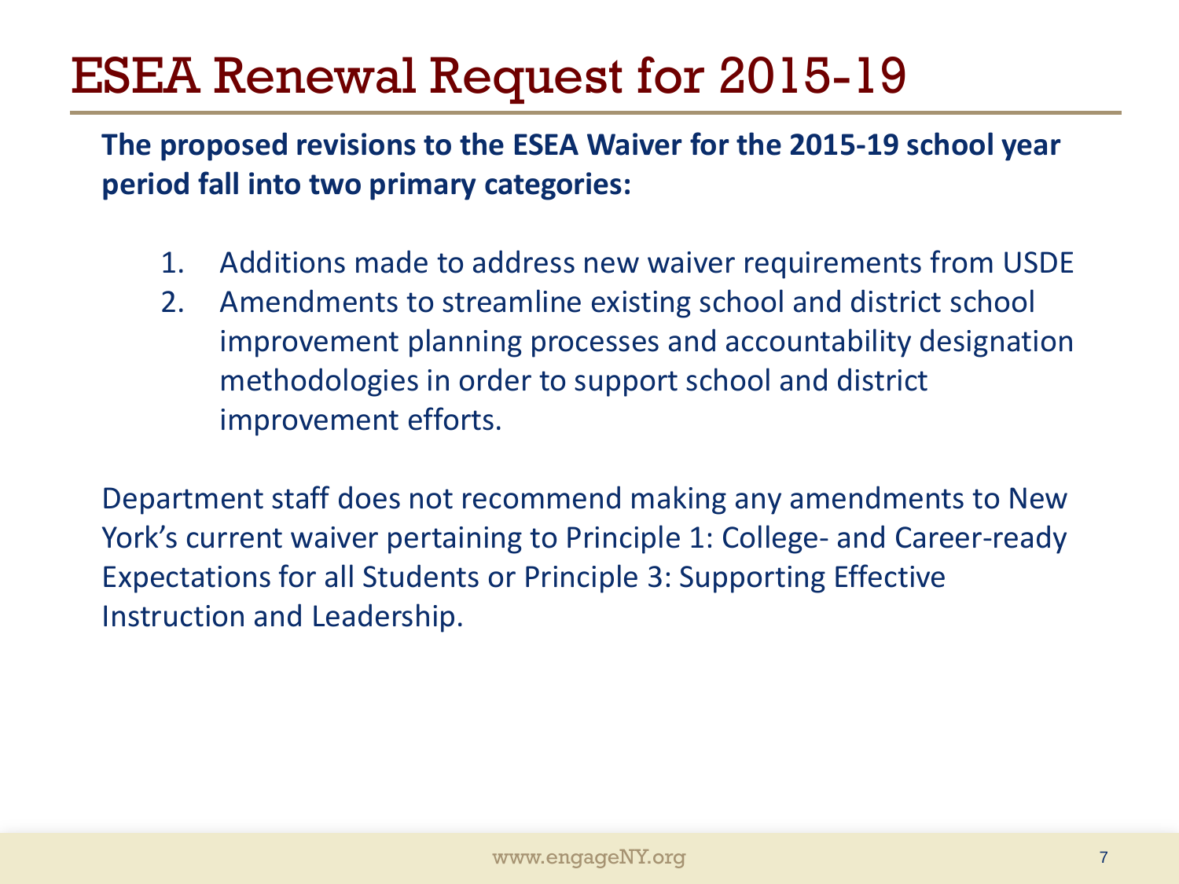# ESEA Renewal Request for 2015-19

**The proposed revisions to the ESEA Waiver for the 2015-19 school year period fall into two primary categories:**

1. Additions made to address new waiver requirements from USDE
2. Amendments to streamline existing school and district school improvement planning processes and accountability designation methodologies in order to support school and district improvement efforts.

Department staff does not recommend making any amendments to New York's current waiver pertaining to Principle 1: College- and Career-ready Expectations for all Students or Principle 3: Supporting Effective Instruction and Leadership.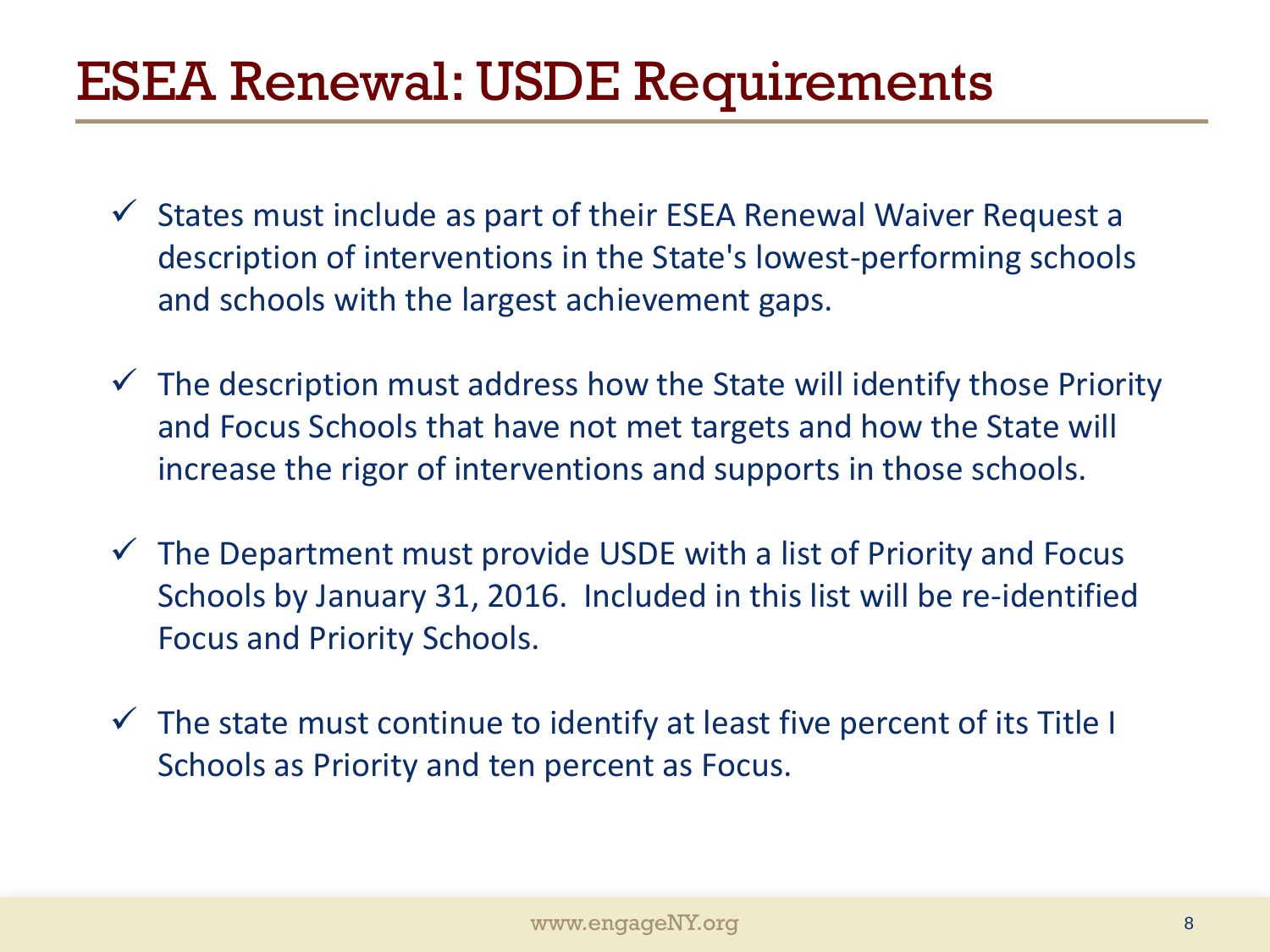# ESEA Renewal: USDE Requirements

- ✓ States must include as part of their ESEA Renewal Waiver Request a description of interventions in the State's lowest-performing schools and schools with the largest achievement gaps.
- ✓ The description must address how the State will identify those Priority and Focus Schools that have not met targets and how the State will increase the rigor of interventions and supports in those schools.
- ✓ The Department must provide USDE with a list of Priority and Focus Schools by January 31, 2016. Included in this list will be re-identified Focus and Priority Schools.
- ✓ The state must continue to identify at least five percent of its Title I Schools as Priority and ten percent as Focus.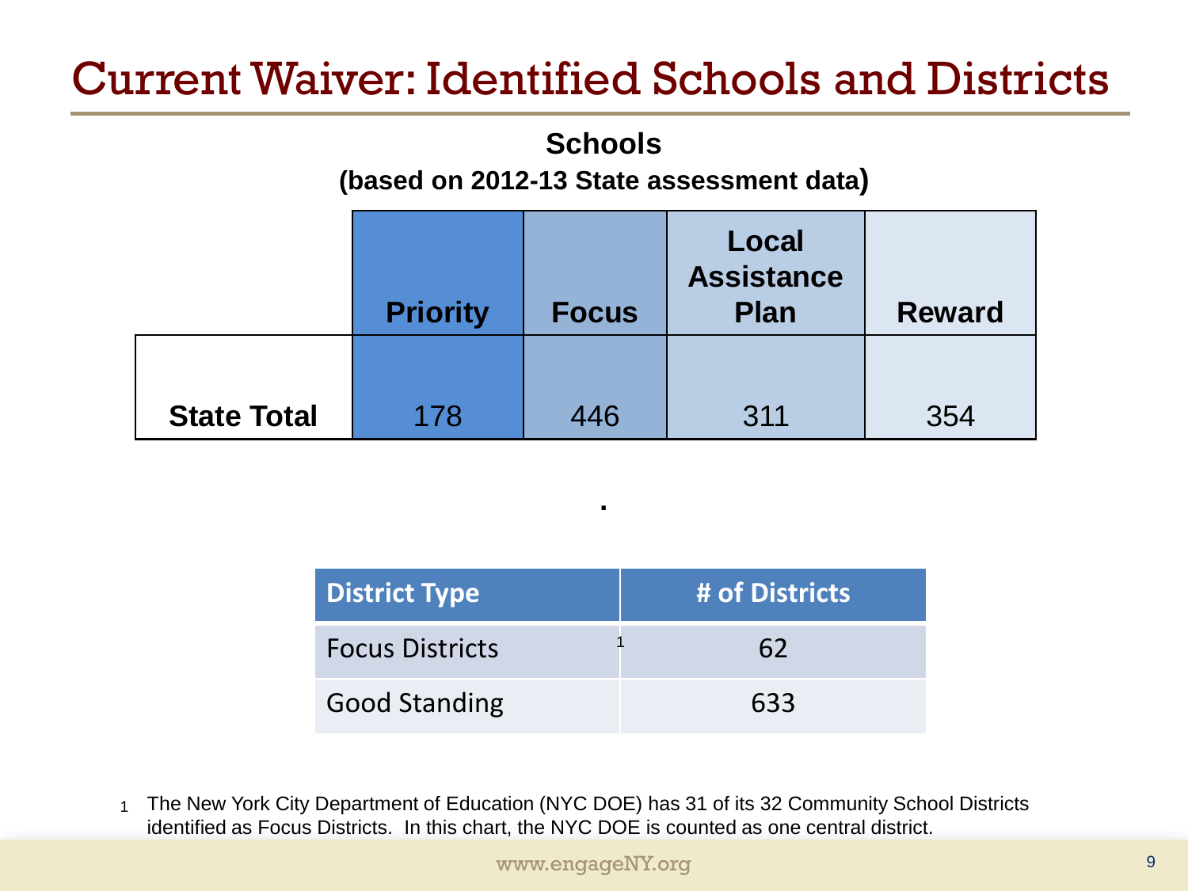# Current Waiver: Identified Schools and Districts

**Schools**

**(based on 2012-13 State assessment data)**

| | Priority | Focus | Local Assistance Plan | Reward |
|---|---|---|---|---|
| **State Total** | 178 | 446 | 311 | 354 |

| District Type | # of Districts |
|---|---|
| Focus Districts[1] | 62 |
| Good Standing | 633 |

1 The New York City Department of Education (NYC DOE) has 31 of its 32 Community School Districts identified as Focus Districts. In this chart, the NYC DOE is counted as one central district.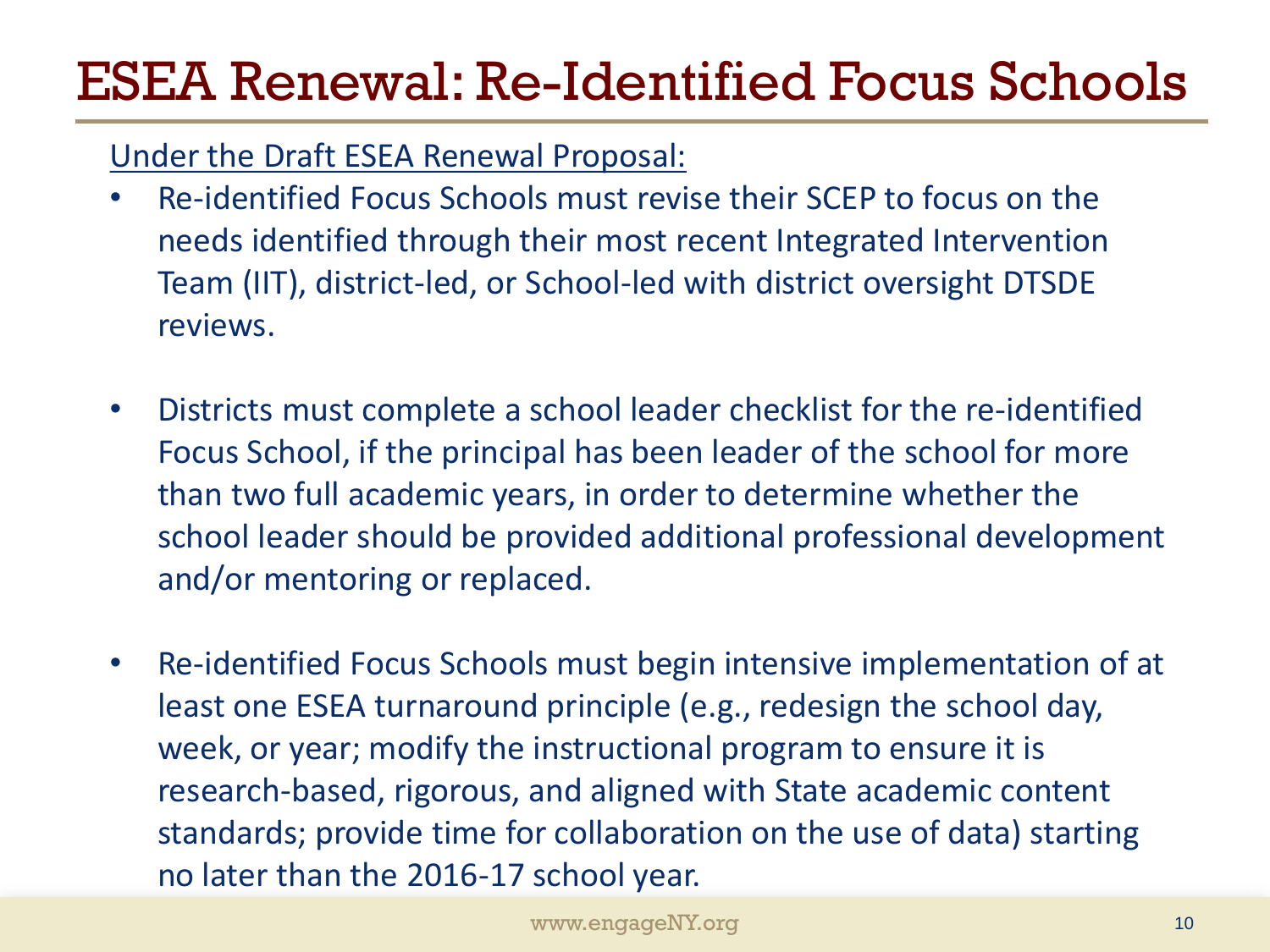# ESEA Renewal: Re-Identified Focus Schools

Under the Draft ESEA Renewal Proposal:

- Re-identified Focus Schools must revise their SCEP to focus on the needs identified through their most recent Integrated Intervention Team (IIT), district-led, or School-led with district oversight DTSDE reviews.

- Districts must complete a school leader checklist for the re-identified Focus School, if the principal has been leader of the school for more than two full academic years, in order to determine whether the school leader should be provided additional professional development and/or mentoring or replaced.

- Re-identified Focus Schools must begin intensive implementation of at least one ESEA turnaround principle (e.g., redesign the school day, week, or year; modify the instructional program to ensure it is research-based, rigorous, and aligned with State academic content standards; provide time for collaboration on the use of data) starting no later than the 2016-17 school year.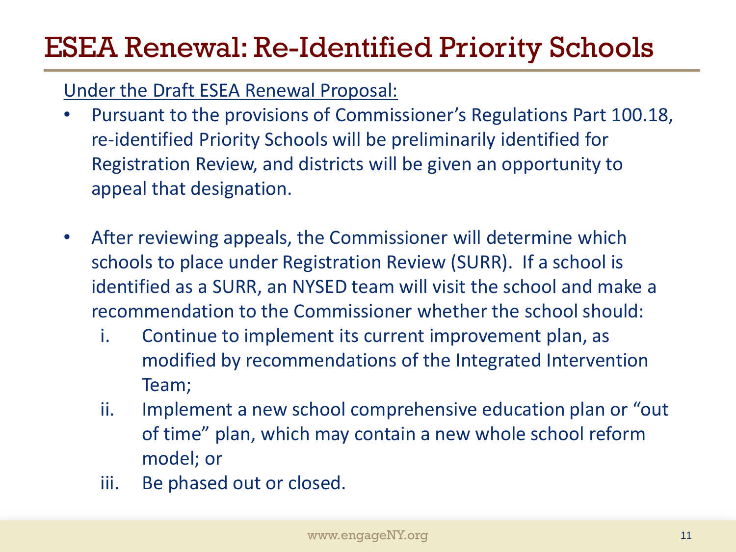# ESEA Renewal: Re-Identified Priority Schools

Under the Draft ESEA Renewal Proposal:

- Pursuant to the provisions of Commissioner's Regulations Part 100.18, re-identified Priority Schools will be preliminarily identified for Registration Review, and districts will be given an opportunity to appeal that designation.

- After reviewing appeals, the Commissioner will determine which schools to place under Registration Review (SURR). If a school is identified as a SURR, an NYSED team will visit the school and make a recommendation to the Commissioner whether the school should:
   i. Continue to implement its current improvement plan, as modified by recommendations of the Integrated Intervention Team;
   ii. Implement a new school comprehensive education plan or "out of time" plan, which may contain a new whole school reform model; or
   iii. Be phased out or closed.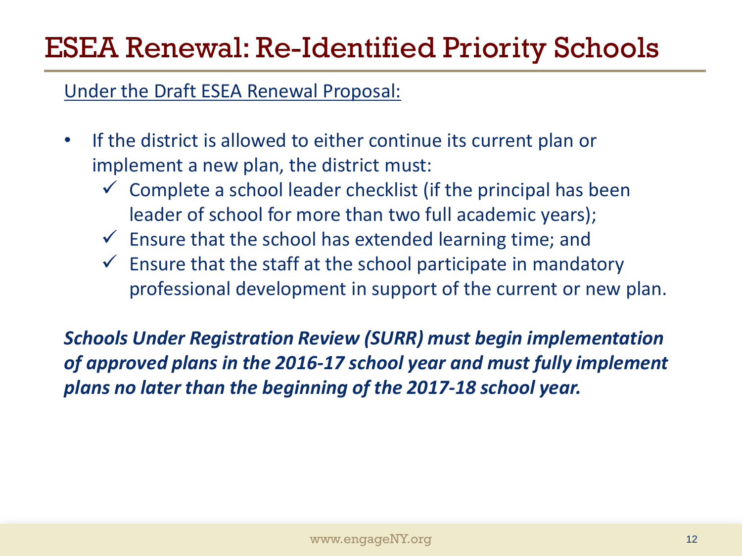# ESEA Renewal: Re-Identified Priority Schools

Under the Draft ESEA Renewal Proposal:

- If the district is allowed to either continue its current plan or implement a new plan, the district must:
  - ✓ Complete a school leader checklist (if the principal has been leader of school for more than two full academic years);
  - ✓ Ensure that the school has extended learning time; and
  - ✓ Ensure that the staff at the school participate in mandatory professional development in support of the current or new plan.

***Schools Under Registration Review (SURR) must begin implementation of approved plans in the 2016-17 school year and must fully implement plans no later than the beginning of the 2017-18 school year.***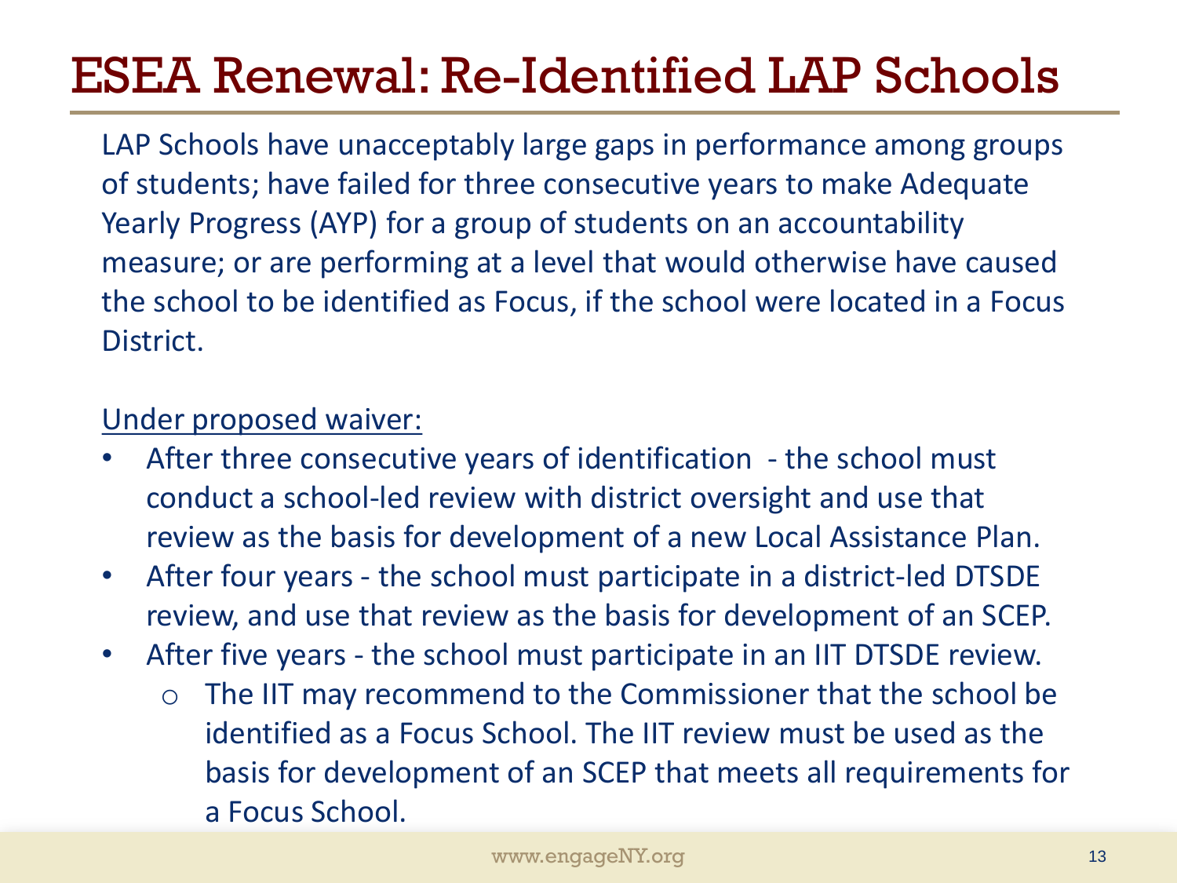# ESEA Renewal: Re-Identified LAP Schools

LAP Schools have unacceptably large gaps in performance among groups of students; have failed for three consecutive years to make Adequate Yearly Progress (AYP) for a group of students on an accountability measure; or are performing at a level that would otherwise have caused the school to be identified as Focus, if the school were located in a Focus District.

<u>Under proposed waiver:</u>

- After three consecutive years of identification - the school must conduct a school-led review with district oversight and use that review as the basis for development of a new Local Assistance Plan.
- After four years - the school must participate in a district-led DTSDE review, and use that review as the basis for development of an SCEP.
- After five years - the school must participate in an IIT DTSDE review.
  - The IIT may recommend to the Commissioner that the school be identified as a Focus School. The IIT review must be used as the basis for development of an SCEP that meets all requirements for a Focus School.

www.engageNY.org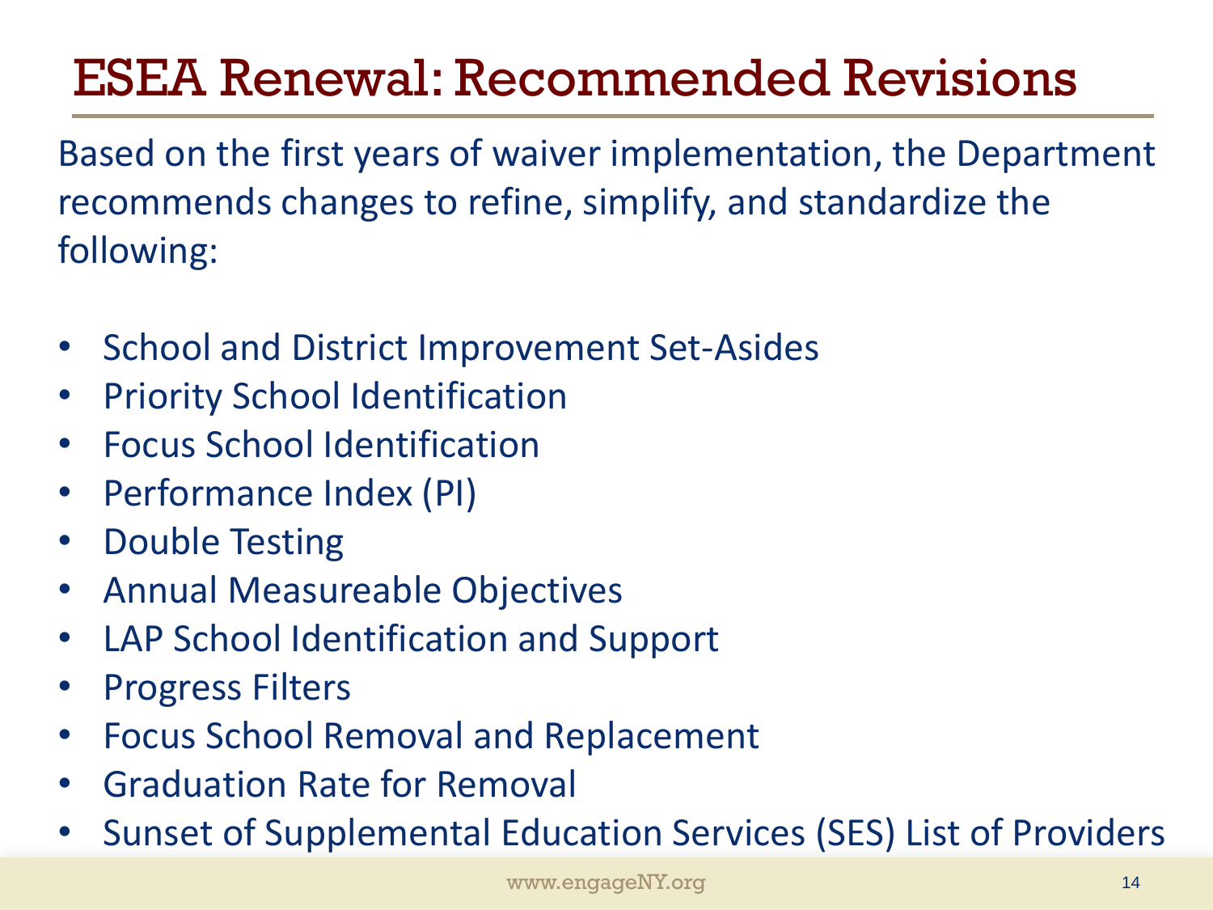# ESEA Renewal: Recommended Revisions

Based on the first years of waiver implementation, the Department recommends changes to refine, simplify, and standardize the following:

- School and District Improvement Set-Asides
- Priority School Identification
- Focus School Identification
- Performance Index (PI)
- Double Testing
- Annual Measureable Objectives
- LAP School Identification and Support
- Progress Filters
- Focus School Removal and Replacement
- Graduation Rate for Removal
- Sunset of Supplemental Education Services (SES) List of Providers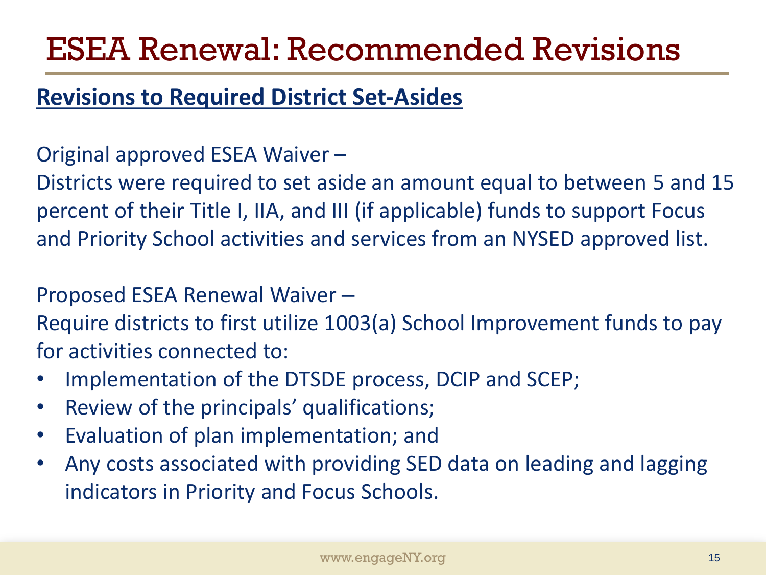# ESEA Renewal: Recommended Revisions

## Revisions to Required District Set-Asides

Original approved ESEA Waiver –
Districts were required to set aside an amount equal to between 5 and 15 percent of their Title I, IIA, and III (if applicable) funds to support Focus and Priority School activities and services from an NYSED approved list.

Proposed ESEA Renewal Waiver –
Require districts to first utilize 1003(a) School Improvement funds to pay for activities connected to:

- Implementation of the DTSDE process, DCIP and SCEP;
- Review of the principals' qualifications;
- Evaluation of plan implementation; and
- Any costs associated with providing SED data on leading and lagging indicators in Priority and Focus Schools.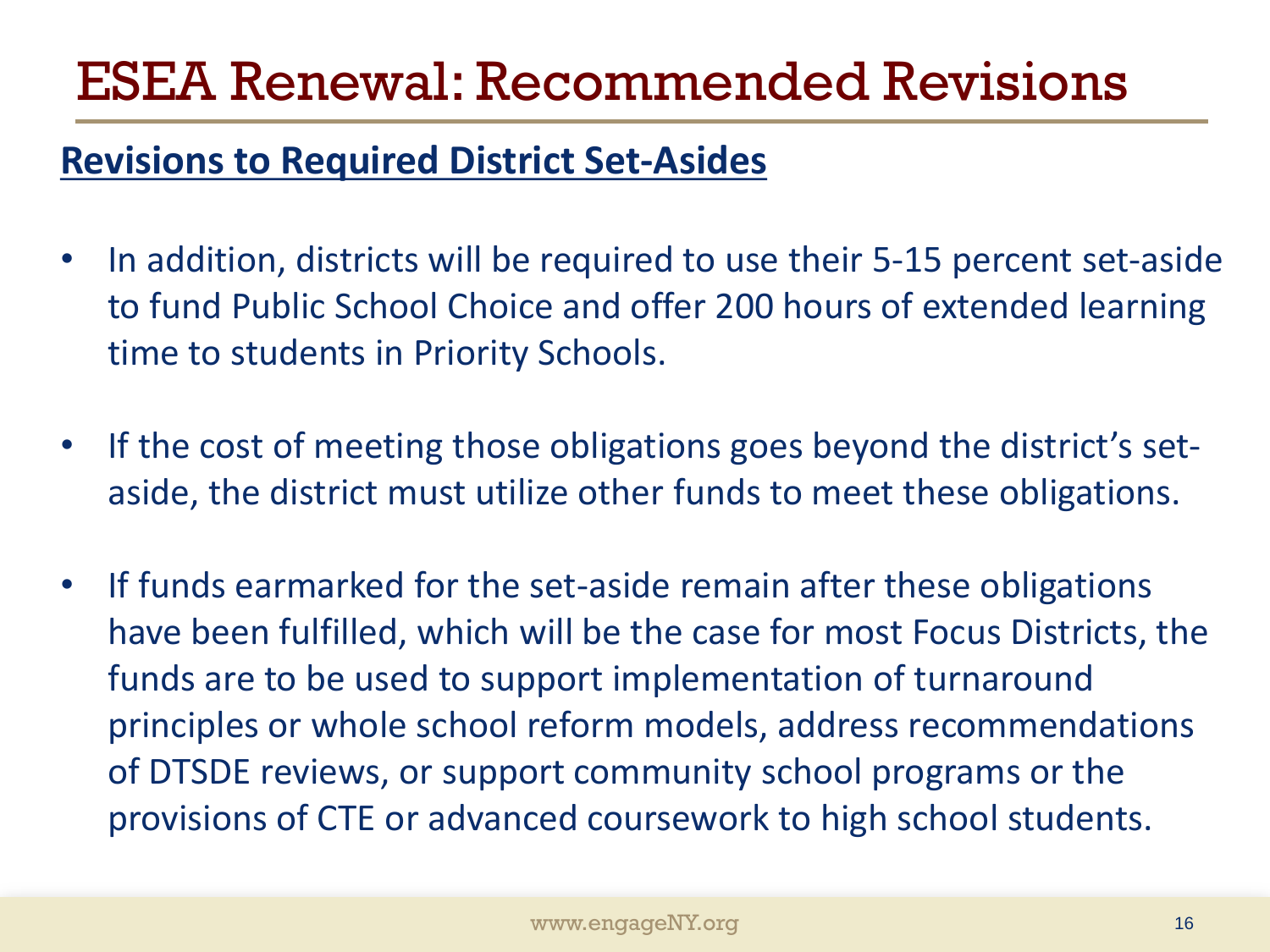# ESEA Renewal: Recommended Revisions

**Revisions to Required District Set-Asides**

- In addition, districts will be required to use their 5-15 percent set-aside to fund Public School Choice and offer 200 hours of extended learning time to students in Priority Schools.
- If the cost of meeting those obligations goes beyond the district's set-aside, the district must utilize other funds to meet these obligations.
- If funds earmarked for the set-aside remain after these obligations have been fulfilled, which will be the case for most Focus Districts, the funds are to be used to support implementation of turnaround principles or whole school reform models, address recommendations of DTSDE reviews, or support community school programs or the provisions of CTE or advanced coursework to high school students.

www.engageNY.org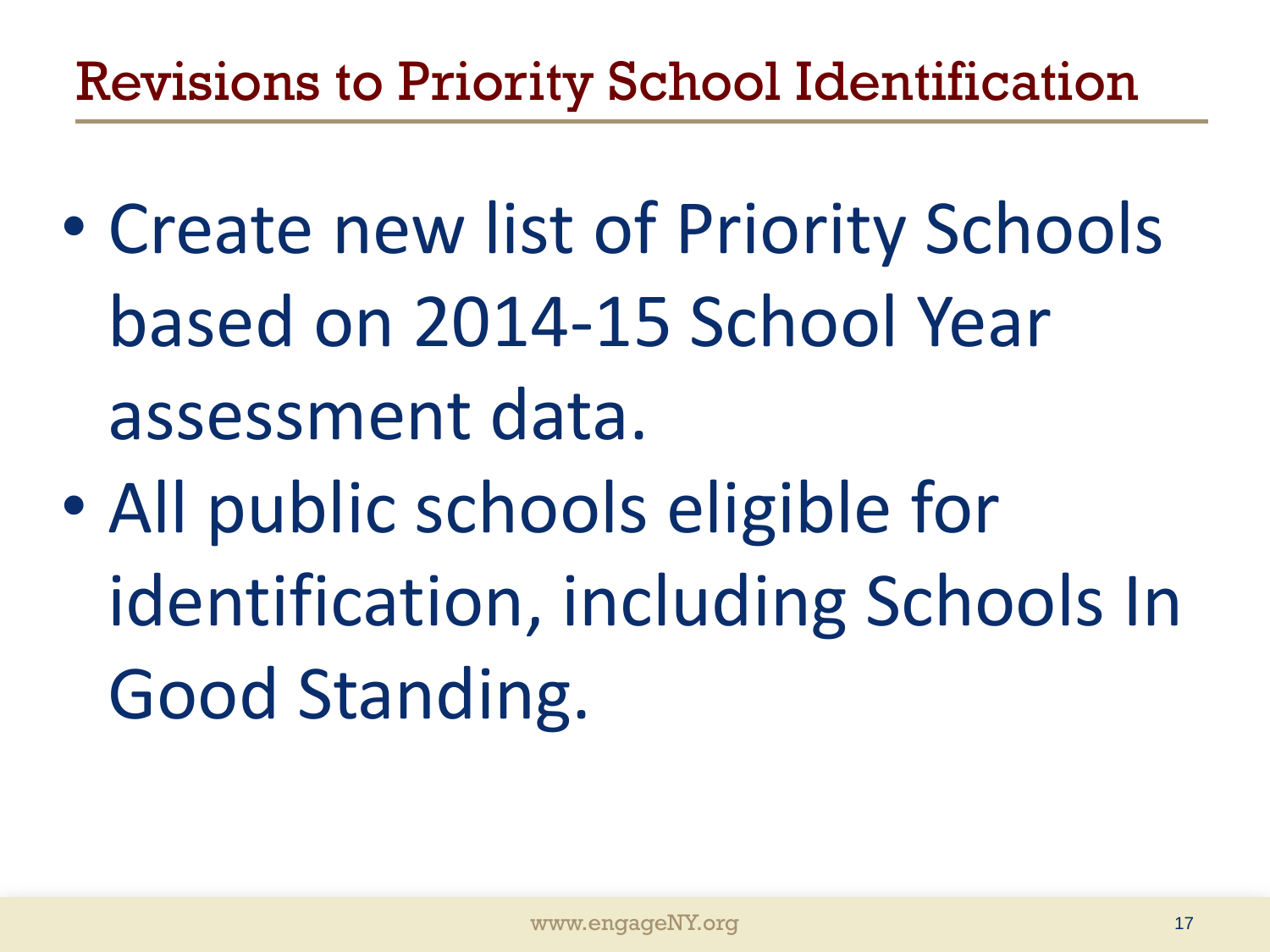# Revisions to Priority School Identification

- Create new list of Priority Schools based on 2014-15 School Year assessment data.
- All public schools eligible for identification, including Schools In Good Standing.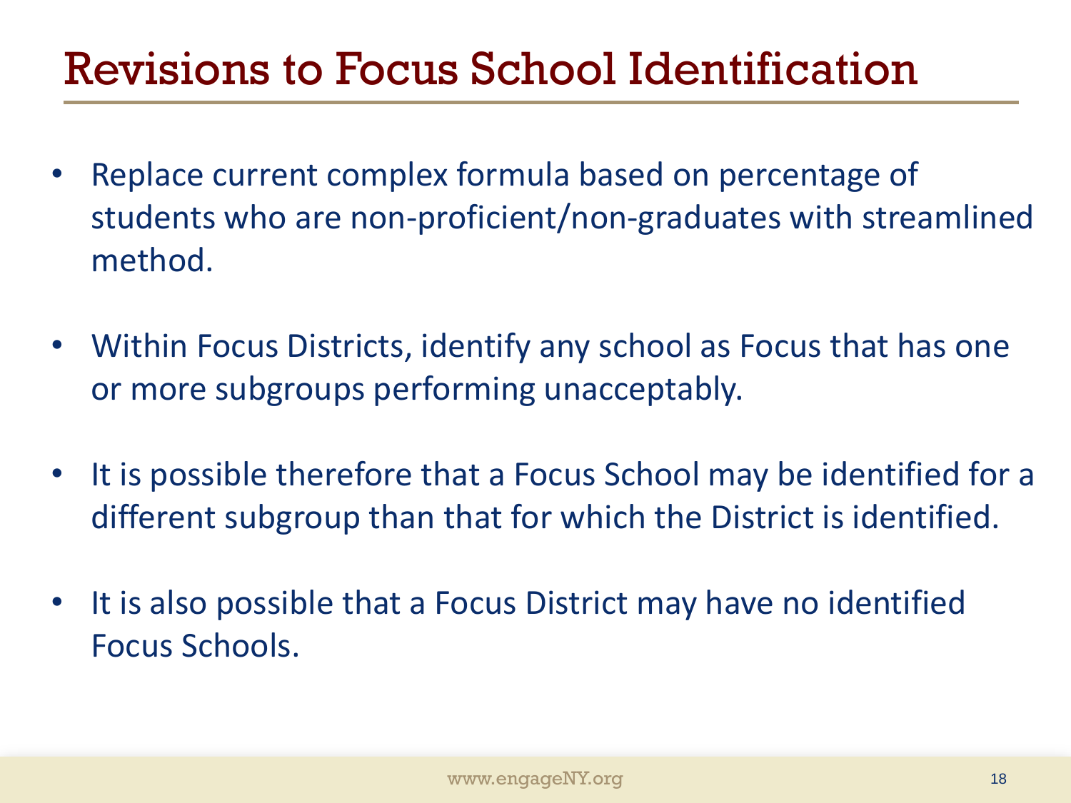# Revisions to Focus School Identification

- Replace current complex formula based on percentage of students who are non-proficient/non-graduates with streamlined method.
- Within Focus Districts, identify any school as Focus that has one or more subgroups performing unacceptably.
- It is possible therefore that a Focus School may be identified for a different subgroup than that for which the District is identified.
- It is also possible that a Focus District may have no identified Focus Schools.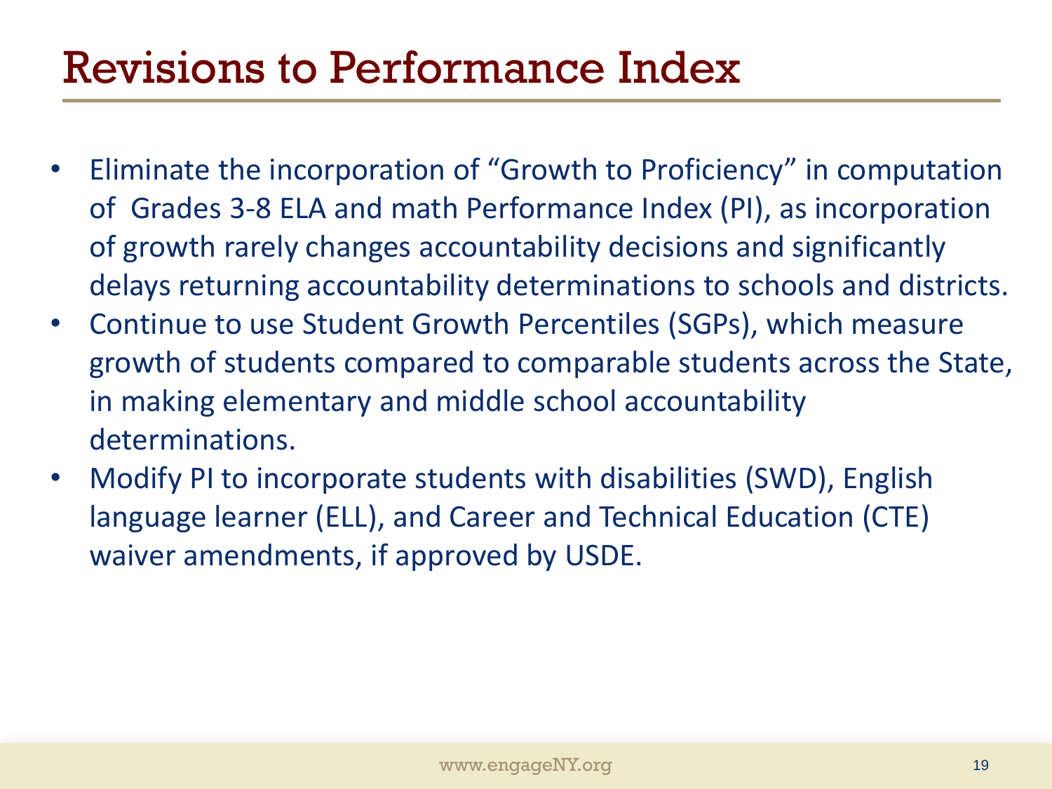# Revisions to Performance Index

- Eliminate the incorporation of "Growth to Proficiency" in computation of Grades 3-8 ELA and math Performance Index (PI), as incorporation of growth rarely changes accountability decisions and significantly delays returning accountability determinations to schools and districts.
- Continue to use Student Growth Percentiles (SGPs), which measure growth of students compared to comparable students across the State, in making elementary and middle school accountability determinations.
- Modify PI to incorporate students with disabilities (SWD), English language learner (ELL), and Career and Technical Education (CTE) waiver amendments, if approved by USDE.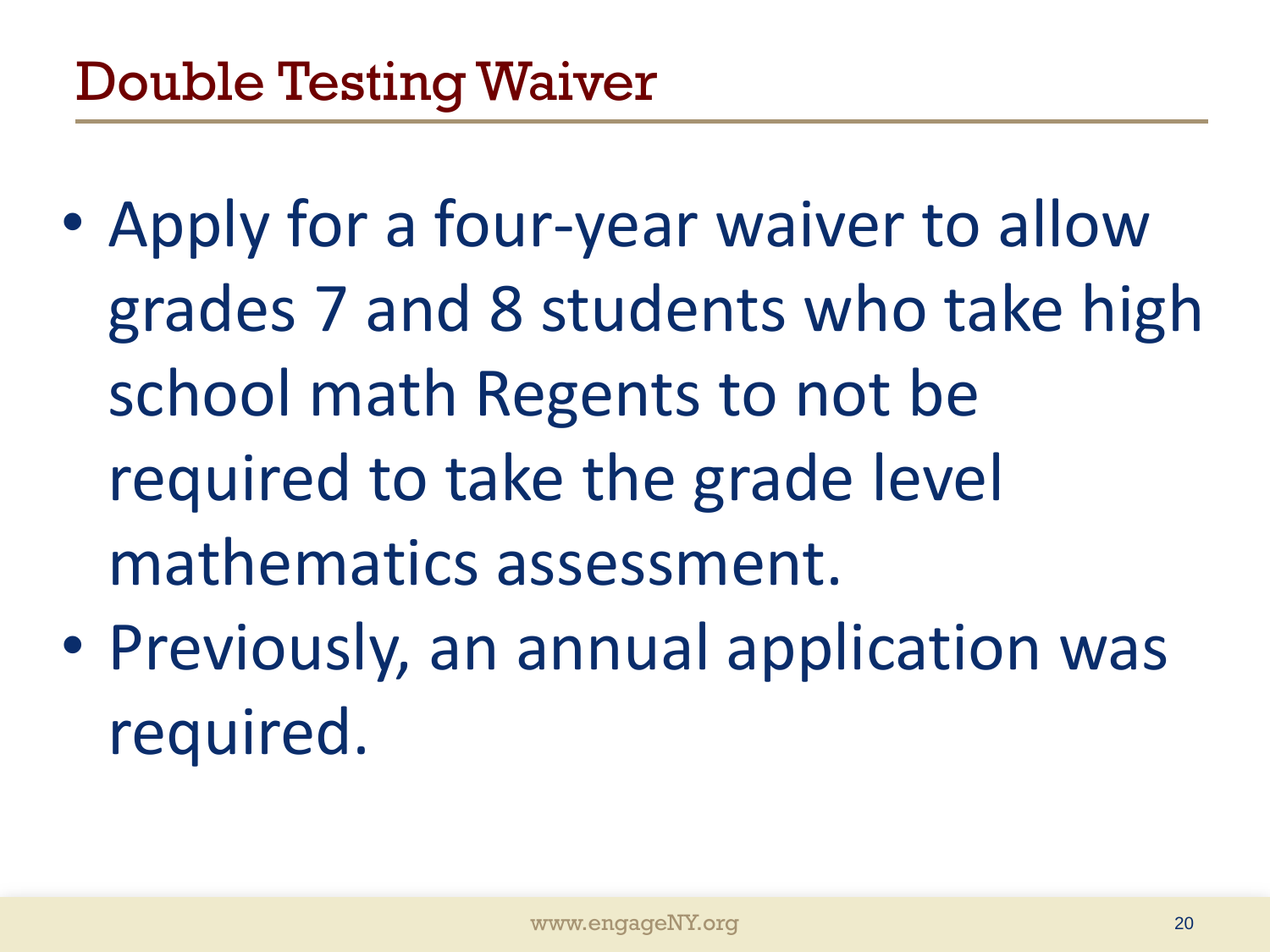# Double Testing Waiver

- Apply for a four-year waiver to allow grades 7 and 8 students who take high school math Regents to not be required to take the grade level mathematics assessment.
- Previously, an annual application was required.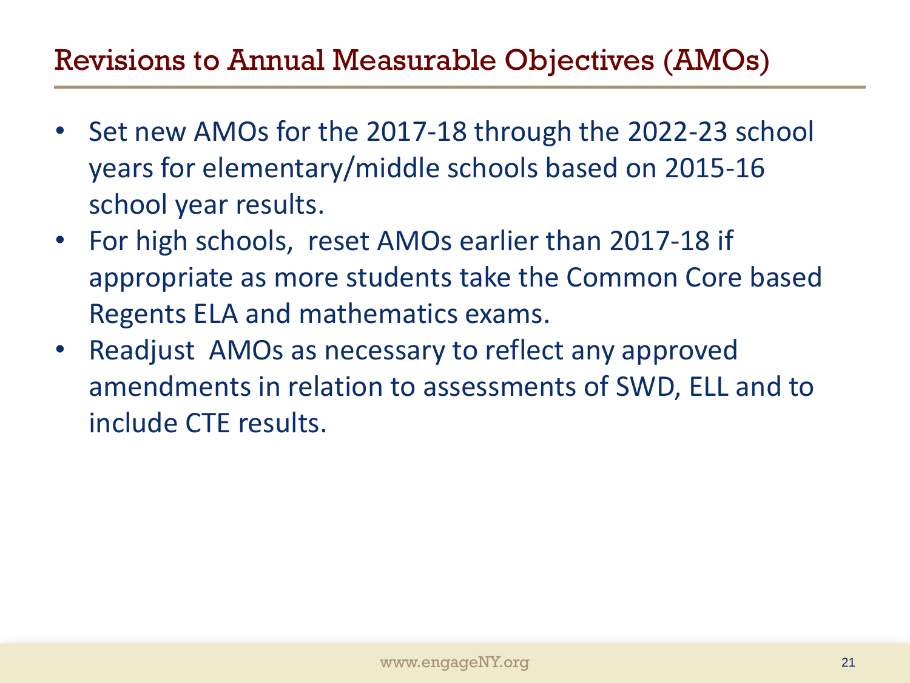## Revisions to Annual Measurable Objectives (AMOs)

- Set new AMOs for the 2017-18 through the 2022-23 school years for elementary/middle schools based on 2015-16 school year results.
- For high schools, reset AMOs earlier than 2017-18 if appropriate as more students take the Common Core based Regents ELA and mathematics exams.
- Readjust AMOs as necessary to reflect any approved amendments in relation to assessments of SWD, ELL and to include CTE results.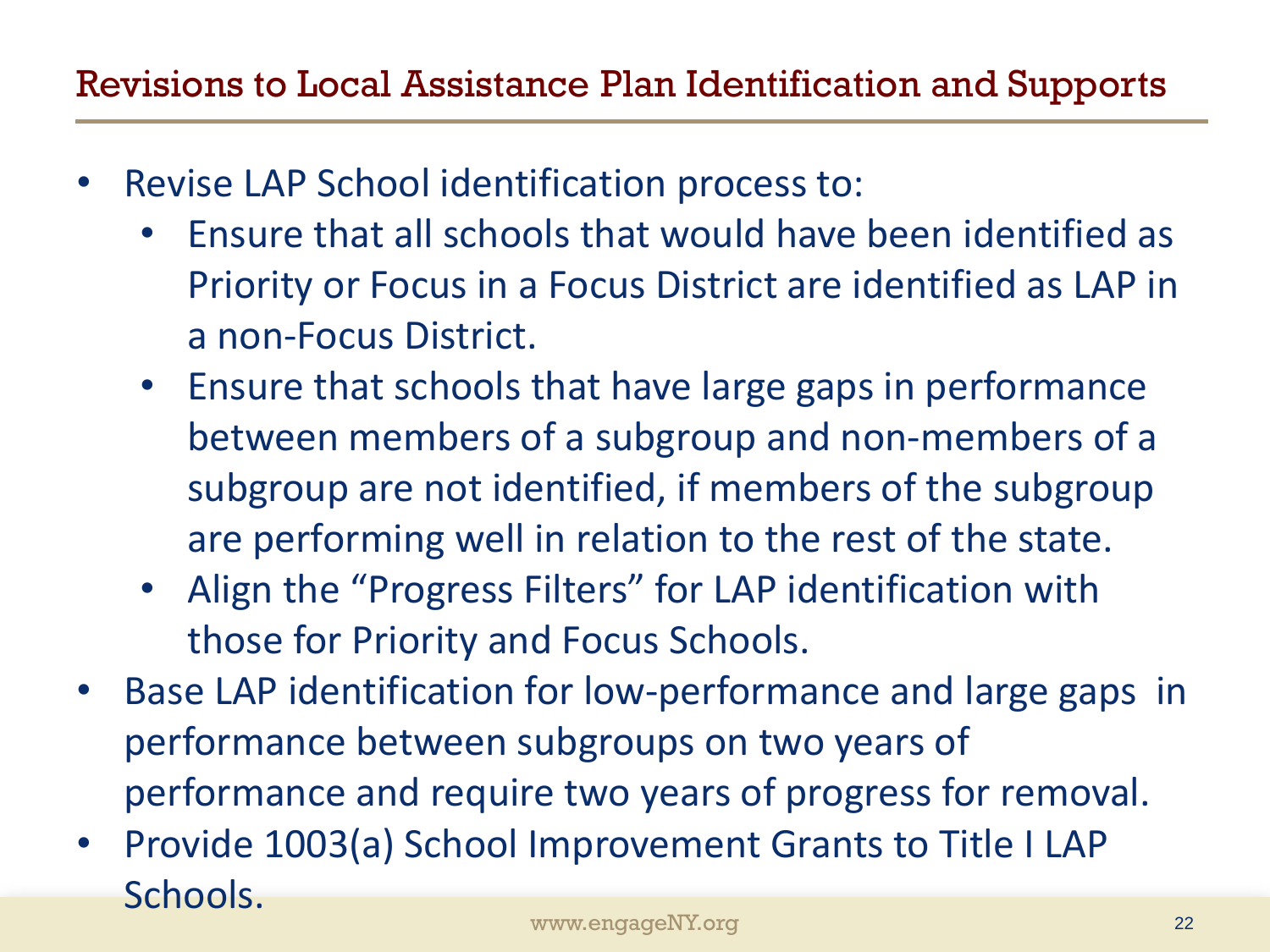## Revisions to Local Assistance Plan Identification and Supports

- Revise LAP School identification process to:
  - Ensure that all schools that would have been identified as Priority or Focus in a Focus District are identified as LAP in a non-Focus District.
  - Ensure that schools that have large gaps in performance between members of a subgroup and non-members of a subgroup are not identified, if members of the subgroup are performing well in relation to the rest of the state.
  - Align the "Progress Filters" for LAP identification with those for Priority and Focus Schools.
- Base LAP identification for low-performance and large gaps in performance between subgroups on two years of performance and require two years of progress for removal.
- Provide 1003(a) School Improvement Grants to Title I LAP Schools.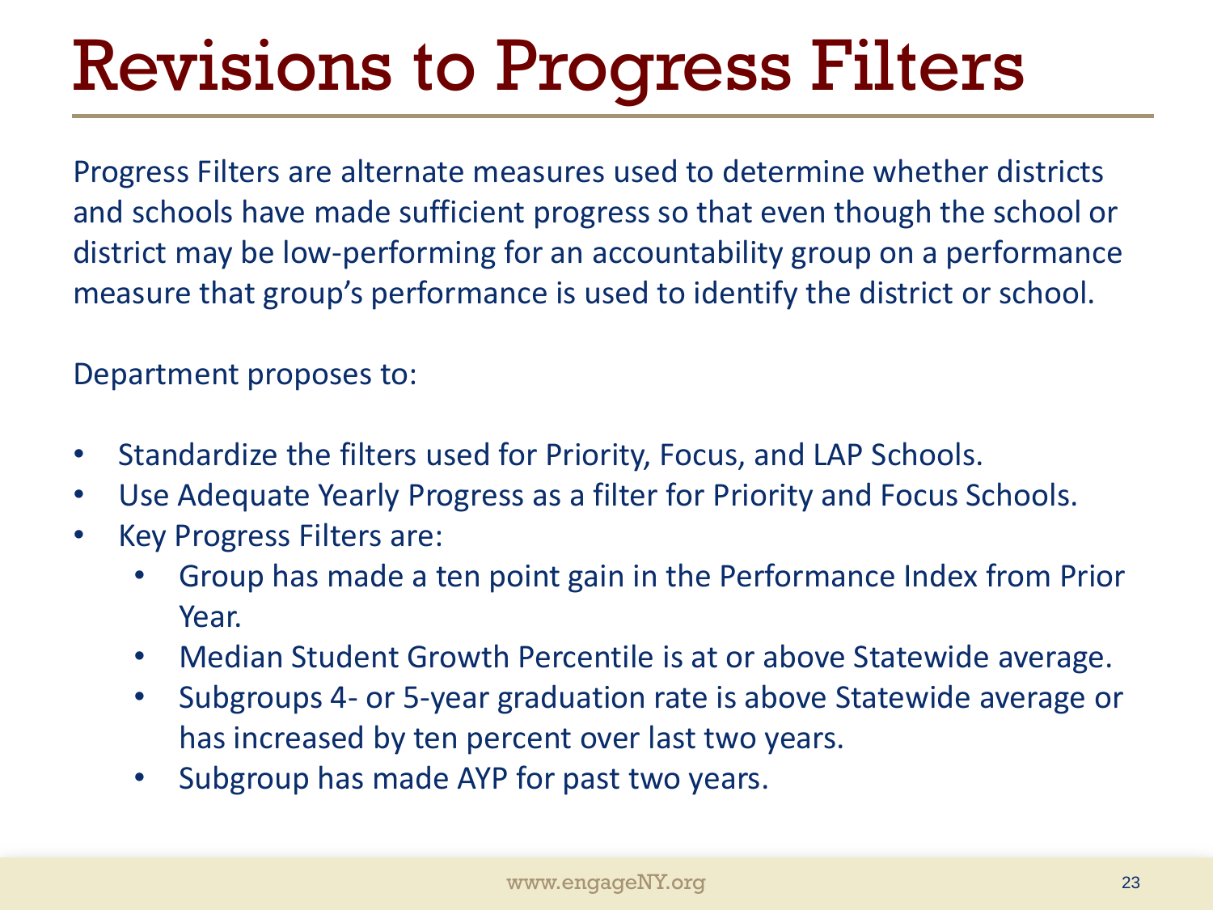# Revisions to Progress Filters

Progress Filters are alternate measures used to determine whether districts and schools have made sufficient progress so that even though the school or district may be low-performing for an accountability group on a performance measure that group's performance is used to identify the district or school.

Department proposes to:

- Standardize the filters used for Priority, Focus, and LAP Schools.
- Use Adequate Yearly Progress as a filter for Priority and Focus Schools.
- Key Progress Filters are:
  - Group has made a ten point gain in the Performance Index from Prior Year.
  - Median Student Growth Percentile is at or above Statewide average.
  - Subgroups 4- or 5-year graduation rate is above Statewide average or has increased by ten percent over last two years.
  - Subgroup has made AYP for past two years.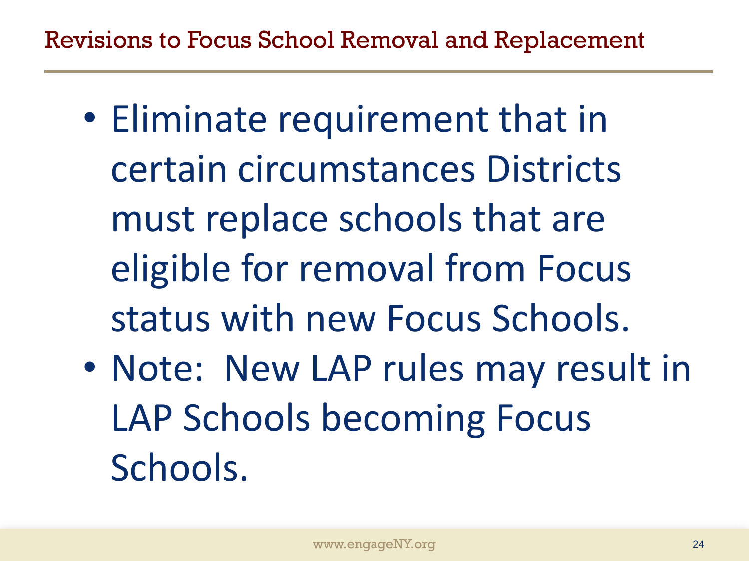## Revisions to Focus School Removal and Replacement

- Eliminate requirement that in certain circumstances Districts must replace schools that are eligible for removal from Focus status with new Focus Schools.
- Note: New LAP rules may result in LAP Schools becoming Focus Schools.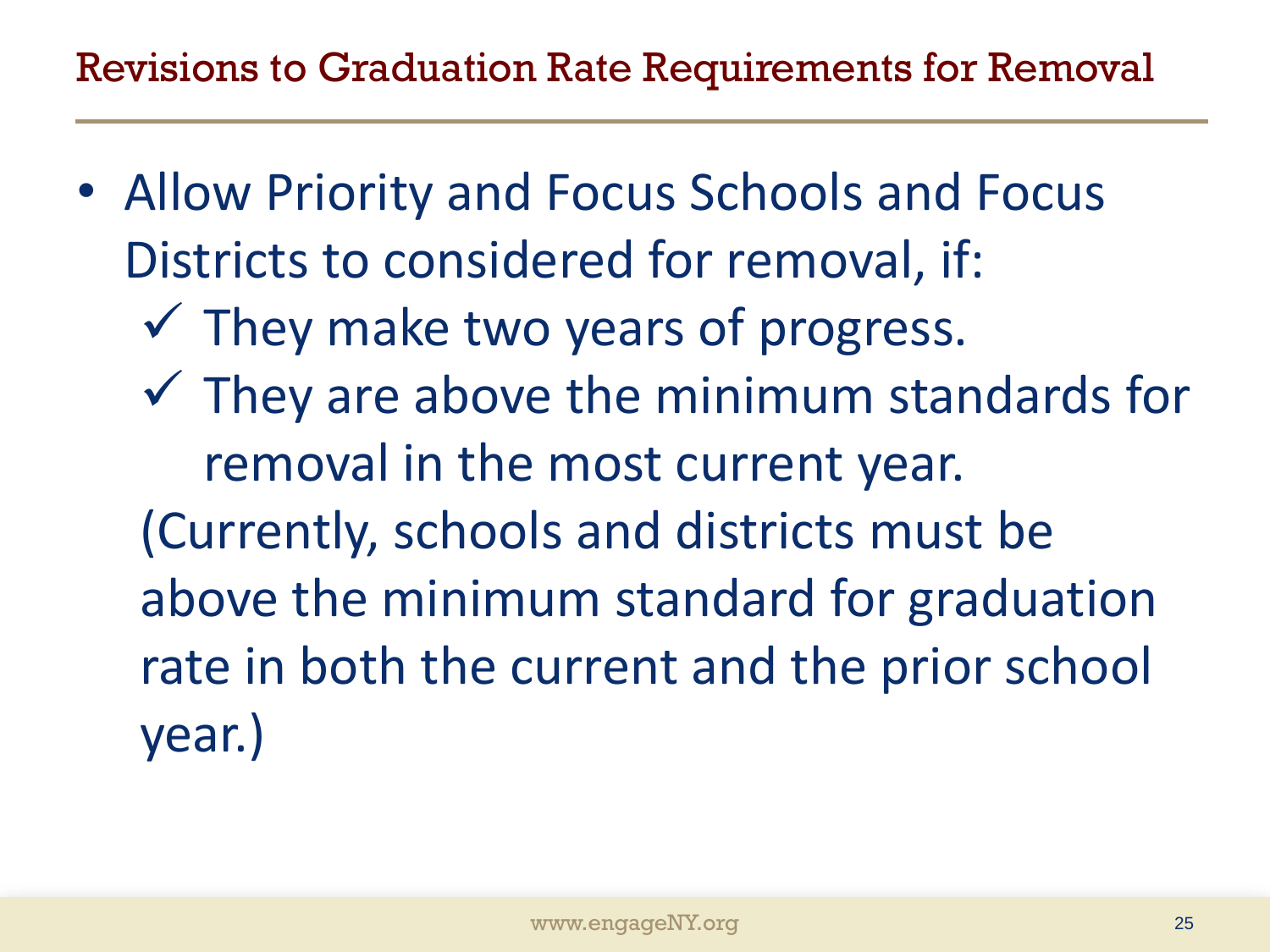## Revisions to Graduation Rate Requirements for Removal

- Allow Priority and Focus Schools and Focus Districts to considered for removal, if:
  - ✓ They make two years of progress.
  - ✓ They are above the minimum standards for removal in the most current year.

  (Currently, schools and districts must be above the minimum standard for graduation rate in both the current and the prior school year.)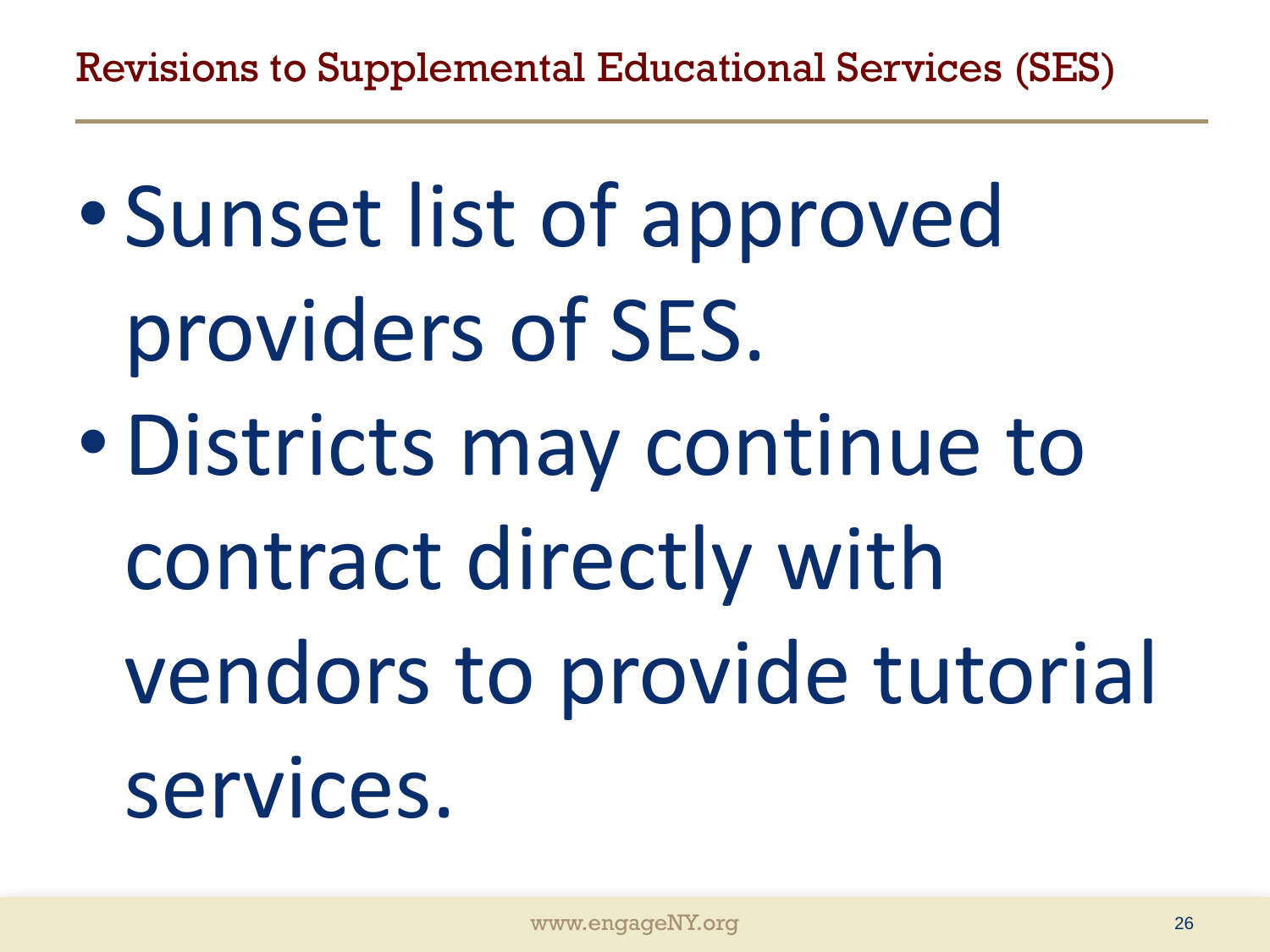# Revisions to Supplemental Educational Services (SES)

- Sunset list of approved providers of SES.
- Districts may continue to contract directly with vendors to provide tutorial services.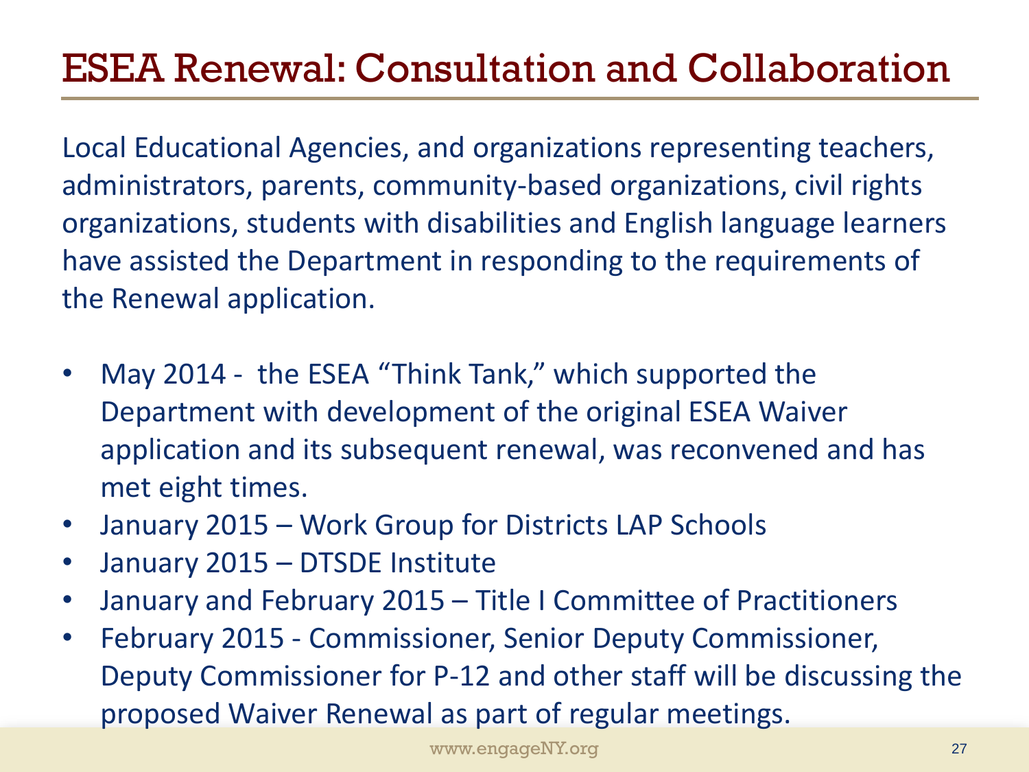# ESEA Renewal: Consultation and Collaboration

Local Educational Agencies, and organizations representing teachers, administrators, parents, community-based organizations, civil rights organizations, students with disabilities and English language learners have assisted the Department in responding to the requirements of the Renewal application.

- May 2014 - the ESEA "Think Tank," which supported the Department with development of the original ESEA Waiver application and its subsequent renewal, was reconvened and has met eight times.
- January 2015 – Work Group for Districts LAP Schools
- January 2015 – DTSDE Institute
- January and February 2015 – Title I Committee of Practitioners
- February 2015 - Commissioner, Senior Deputy Commissioner, Deputy Commissioner for P-12 and other staff will be discussing the proposed Waiver Renewal as part of regular meetings.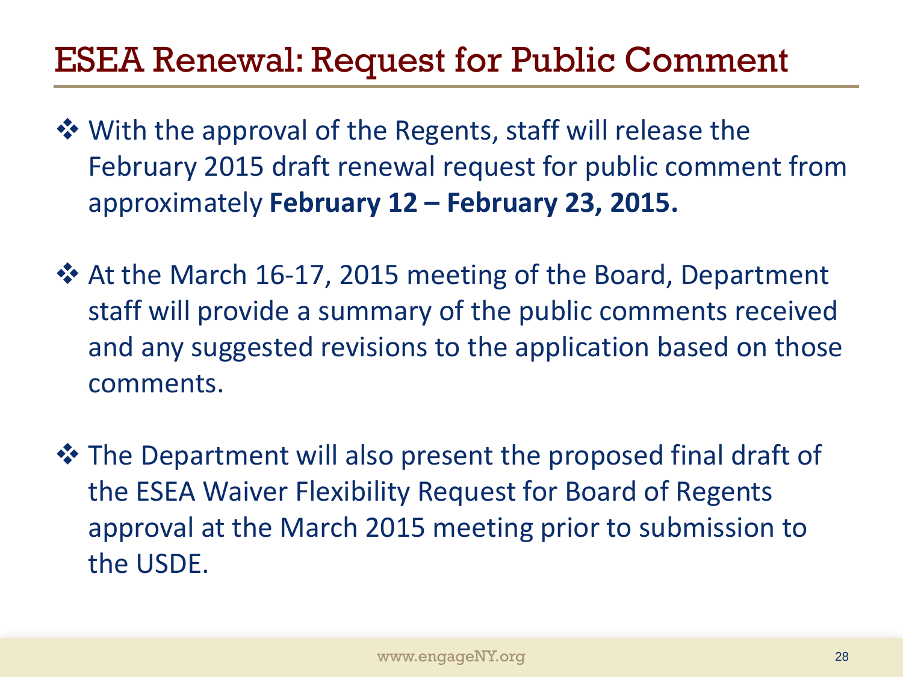# ESEA Renewal: Request for Public Comment

- With the approval of the Regents, staff will release the February 2015 draft renewal request for public comment from approximately **February 12 – February 23, 2015.**

- At the March 16-17, 2015 meeting of the Board, Department staff will provide a summary of the public comments received and any suggested revisions to the application based on those comments.

- The Department will also present the proposed final draft of the ESEA Waiver Flexibility Request for Board of Regents approval at the March 2015 meeting prior to submission to the USDE.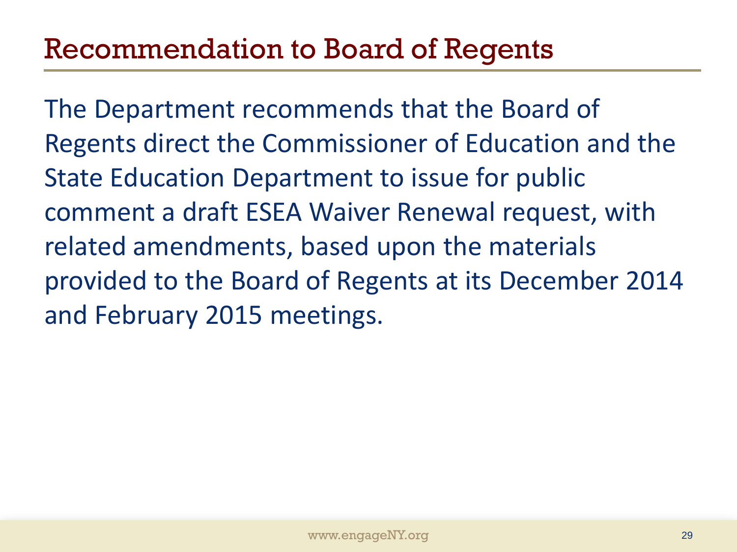# Recommendation to Board of Regents

The Department recommends that the Board of Regents direct the Commissioner of Education and the State Education Department to issue for public comment a draft ESEA Waiver Renewal request, with related amendments, based upon the materials provided to the Board of Regents at its December 2014 and February 2015 meetings.